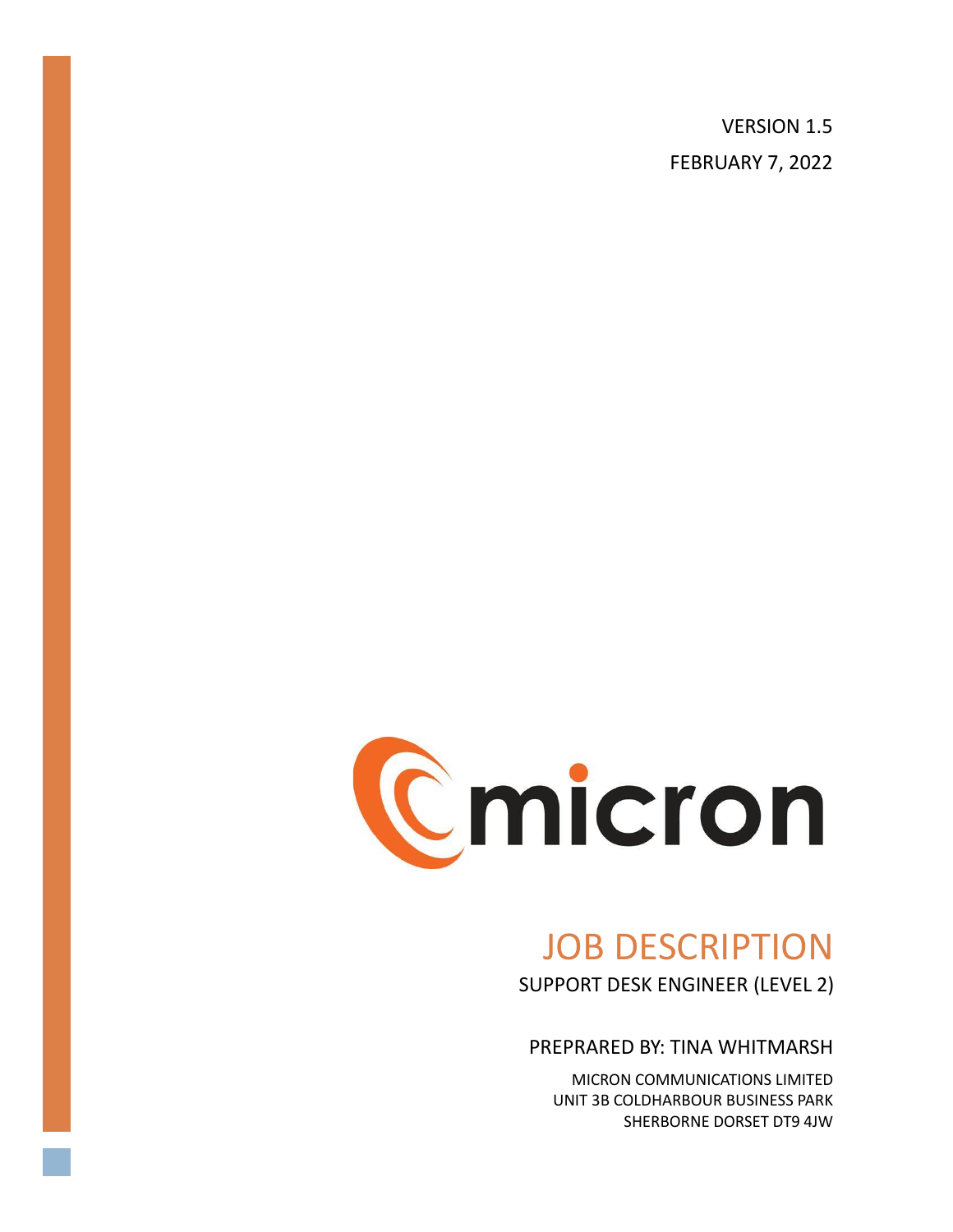VERSION 1.5

FEBRUARY 7, 2022

micron

# JOB DESCRIPTION

SUPPORT DESK ENGINEER (LEVEL 2)

PREPRARED BY: TINA WHITMARSH

MICRON COMMUNICATIONS LIMITED
UNIT 3B COLDHARBOUR BUSINESS PARK
SHERBORNE DORSET DT9 4JW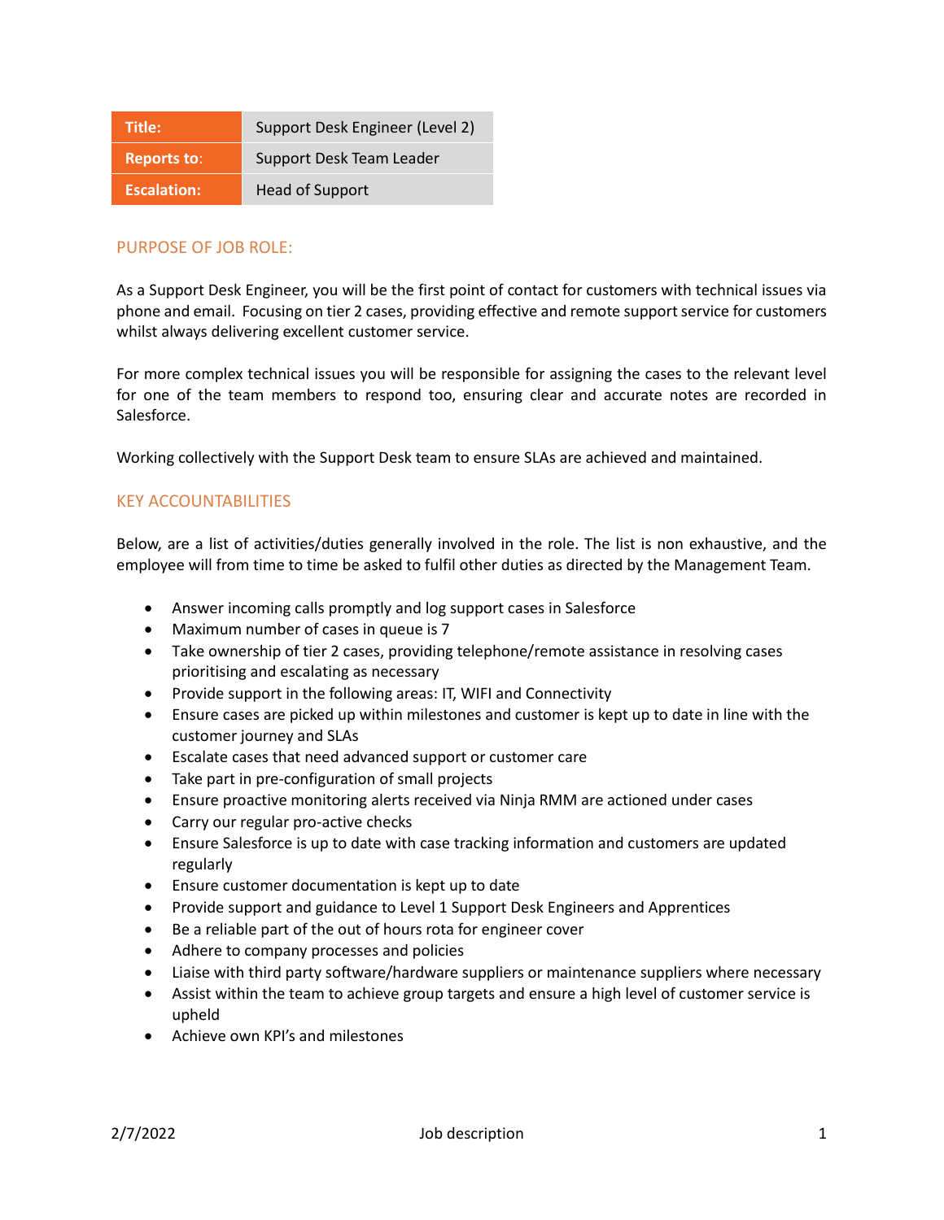| Title: | Support Desk Engineer (Level 2) |
|---|---|
| Reports to: | Support Desk Team Leader |
| Escalation: | Head of Support |

## PURPOSE OF JOB ROLE:

As a Support Desk Engineer, you will be the first point of contact for customers with technical issues via phone and email. Focusing on tier 2 cases, providing effective and remote support service for customers whilst always delivering excellent customer service.

For more complex technical issues you will be responsible for assigning the cases to the relevant level for one of the team members to respond too, ensuring clear and accurate notes are recorded in Salesforce.

Working collectively with the Support Desk team to ensure SLAs are achieved and maintained.

## KEY ACCOUNTABILITIES

Below, are a list of activities/duties generally involved in the role. The list is non exhaustive, and the employee will from time to time be asked to fulfil other duties as directed by the Management Team.

- Answer incoming calls promptly and log support cases in Salesforce
- Maximum number of cases in queue is 7
- Take ownership of tier 2 cases, providing telephone/remote assistance in resolving cases prioritising and escalating as necessary
- Provide support in the following areas: IT, WIFI and Connectivity
- Ensure cases are picked up within milestones and customer is kept up to date in line with the customer journey and SLAs
- Escalate cases that need advanced support or customer care
- Take part in pre-configuration of small projects
- Ensure proactive monitoring alerts received via Ninja RMM are actioned under cases
- Carry our regular pro-active checks
- Ensure Salesforce is up to date with case tracking information and customers are updated regularly
- Ensure customer documentation is kept up to date
- Provide support and guidance to Level 1 Support Desk Engineers and Apprentices
- Be a reliable part of the out of hours rota for engineer cover
- Adhere to company processes and policies
- Liaise with third party software/hardware suppliers or maintenance suppliers where necessary
- Assist within the team to achieve group targets and ensure a high level of customer service is upheld
- Achieve own KPI's and milestones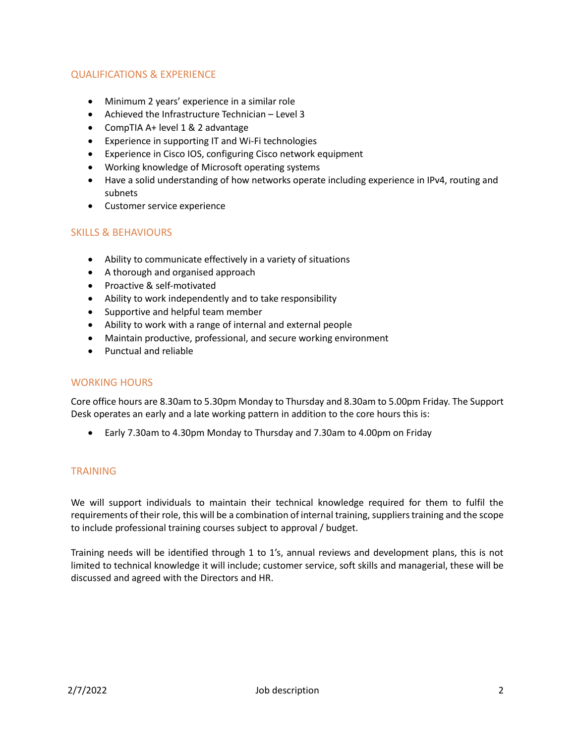## QUALIFICATIONS & EXPERIENCE

- Minimum 2 years' experience in a similar role
- Achieved the Infrastructure Technician – Level 3
- CompTIA A+ level 1 & 2 advantage
- Experience in supporting IT and Wi-Fi technologies
- Experience in Cisco IOS, configuring Cisco network equipment
- Working knowledge of Microsoft operating systems
- Have a solid understanding of how networks operate including experience in IPv4, routing and subnets
- Customer service experience

## SKILLS & BEHAVIOURS

- Ability to communicate effectively in a variety of situations
- A thorough and organised approach
- Proactive & self-motivated
- Ability to work independently and to take responsibility
- Supportive and helpful team member
- Ability to work with a range of internal and external people
- Maintain productive, professional, and secure working environment
- Punctual and reliable

## WORKING HOURS

Core office hours are 8.30am to 5.30pm Monday to Thursday and 8.30am to 5.00pm Friday. The Support Desk operates an early and a late working pattern in addition to the core hours this is:

- Early 7.30am to 4.30pm Monday to Thursday and 7.30am to 4.00pm on Friday

## TRAINING

We will support individuals to maintain their technical knowledge required for them to fulfil the requirements of their role, this will be a combination of internal training, suppliers training and the scope to include professional training courses subject to approval / budget.

Training needs will be identified through 1 to 1's, annual reviews and development plans, this is not limited to technical knowledge it will include; customer service, soft skills and managerial, these will be discussed and agreed with the Directors and HR.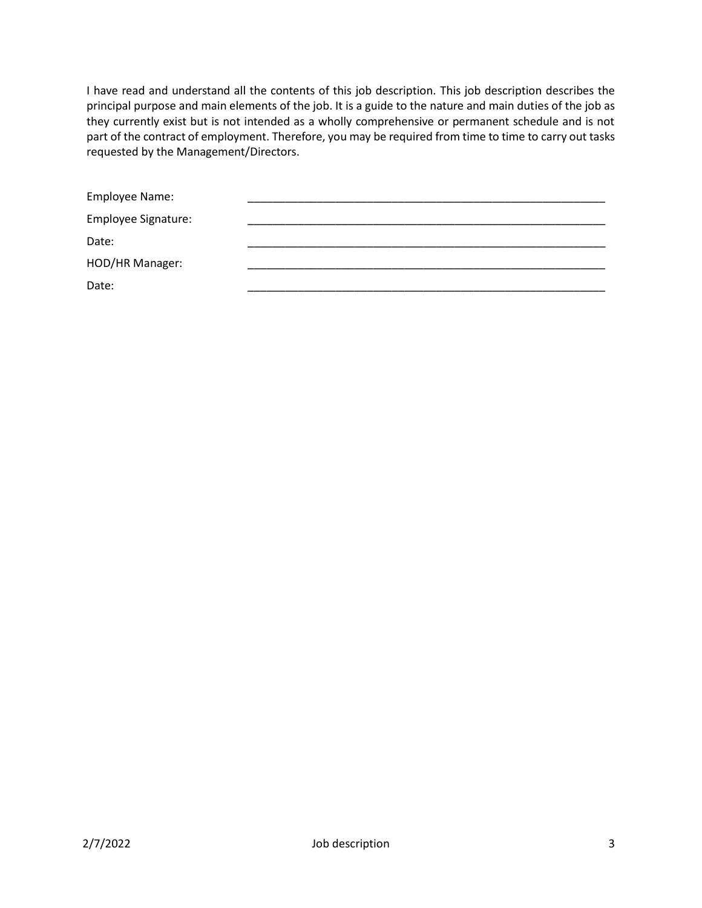I have read and understand all the contents of this job description. This job description describes the principal purpose and main elements of the job. It is a guide to the nature and main duties of the job as they currently exist but is not intended as a wholly comprehensive or permanent schedule and is not part of the contract of employment. Therefore, you may be required from time to time to carry out tasks requested by the Management/Directors.

| | |
|---|---|
| Employee Name: | ___________________________________________________________ |
| Employee Signature: | ___________________________________________________________ |
| Date: | ___________________________________________________________ |
| HOD/HR Manager: | ___________________________________________________________ |
| Date: | ___________________________________________________________ |